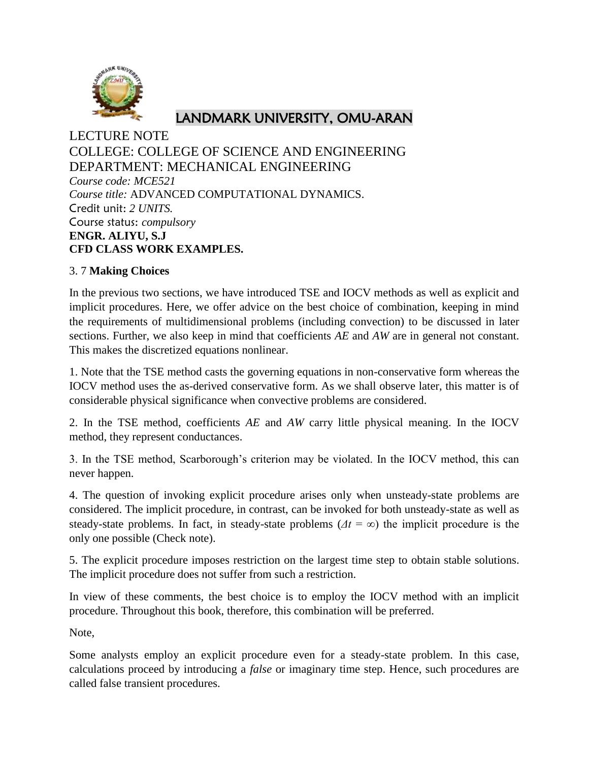# LANDMARK UNIVERSITY, OMU-ARAN

LECTURE NOTE

COLLEGE: COLLEGE OF SCIENCE AND ENGINEERING

DEPARTMENT: MECHANICAL ENGINEERING

*Course code: MCE521*

*Course title:* ADVANCED COMPUTATIONAL DYNAMICS.

Credit unit: *2 UNITS.*

Course status: *compulsory*

**ENGR. ALIYU, S.J**

**CFD CLASS WORK EXAMPLES.**

## 3. 7 **Making Choices**

In the previous two sections, we have introduced TSE and IOCV methods as well as explicit and implicit procedures. Here, we offer advice on the best choice of combination, keeping in mind the requirements of multidimensional problems (including convection) to be discussed in later sections. Further, we also keep in mind that coefficients *AE* and *AW* are in general not constant. This makes the discretized equations nonlinear.

1. Note that the TSE method casts the governing equations in non-conservative form whereas the IOCV method uses the as-derived conservative form. As we shall observe later, this matter is of considerable physical significance when convective problems are considered.

2. In the TSE method, coefficients *AE* and *AW* carry little physical meaning. In the IOCV method, they represent conductances.

3. In the TSE method, Scarborough's criterion may be violated. In the IOCV method, this can never happen.

4. The question of invoking explicit procedure arises only when unsteady-state problems are considered. The implicit procedure, in contrast, can be invoked for both unsteady-state as well as steady-state problems. In fact, in steady-state problems ($\Delta t = \infty$) the implicit procedure is the only one possible (Check note).

5. The explicit procedure imposes restriction on the largest time step to obtain stable solutions. The implicit procedure does not suffer from such a restriction.

In view of these comments, the best choice is to employ the IOCV method with an implicit procedure. Throughout this book, therefore, this combination will be preferred.

Note,

Some analysts employ an explicit procedure even for a steady-state problem. In this case, calculations proceed by introducing a *false* or imaginary time step. Hence, such procedures are called false transient procedures.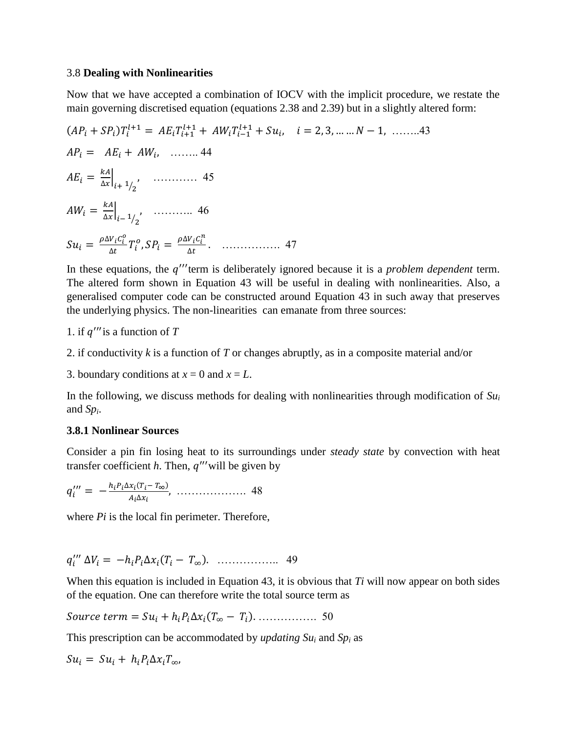3.8 **Dealing with Nonlinearities**

Now that we have accepted a combination of IOCV with the implicit procedure, we restate the main governing discretised equation (equations 2.38 and 2.39) but in a slightly altered form:

$$(AP_i + SP_i)T_i^{l+1} = AE_i T_{i+1}^{l+1} + AW_i T_{i-1}^{l+1} + Su_i, \quad i = 2, 3, \ldots \ldots N-1, \;\; \ldots\ldots..43$$

$$AP_i = \; AE_i + AW_i, \quad \ldots\ldots..\; 44$$

$$AE_i = \left.\frac{kA}{\Delta x}\right|_{i+\,1/2}, \quad \ldots\ldots\ldots\ldots\; 45$$

$$AW_i = \left.\frac{kA}{\Delta x}\right|_{i-\,1/2}, \quad \ldots\ldots\ldots..\; 46$$

$$Su_i = \frac{\rho \Delta V_i C_i^o}{\Delta t} T_i^o, SP_i = \frac{\rho \Delta V_i C_i^n}{\Delta t}. \quad \ldots\ldots\ldots\ldots\ldots\; 47$$

In these equations, the $q'''$ term is deliberately ignored because it is a *problem dependent* term. The altered form shown in Equation 43 will be useful in dealing with nonlinearities. Also, a generalised computer code can be constructed around Equation 43 in such away that preserves the underlying physics. The non-linearities can emanate from three sources:

1. if $q'''$ is a function of *T*

2. if conductivity *k* is a function of *T* or changes abruptly, as in a composite material and/or

3. boundary conditions at $x = 0$ and $x = L$.

In the following, we discuss methods for dealing with nonlinearities through modification of $Su_i$ and $Sp_i$.

### 3.8.1 Nonlinear Sources

Consider a pin fin losing heat to its surroundings under *steady state* by convection with heat transfer coefficient *h*. Then, $q'''$ will be given by

$$q_i''' = -\frac{h_i P_i \Delta x_i (T_i - T_\infty)}{A_i \Delta x_i}, \;\; \ldots\ldots\ldots\ldots\ldots\ldots\; 48$$

where *Pi* is the local fin perimeter. Therefore,

$$q_i''' \, \Delta V_i = -h_i P_i \Delta x_i (T_i - T_\infty). \quad \ldots\ldots\ldots\ldots\ldots..\;\; 49$$

When this equation is included in Equation 43, it is obvious that *Ti* will now appear on both sides of the equation. One can therefore write the total source term as

$$Source\ term = Su_i + h_i P_i \Delta x_i (T_\infty - T_i). \ldots\ldots\ldots\ldots\ldots\; 50$$

This prescription can be accommodated by *updating* $Su_i$ and $Sp_i$ as

$$Su_i = Su_i + h_i P_i \Delta x_i T_\infty,$$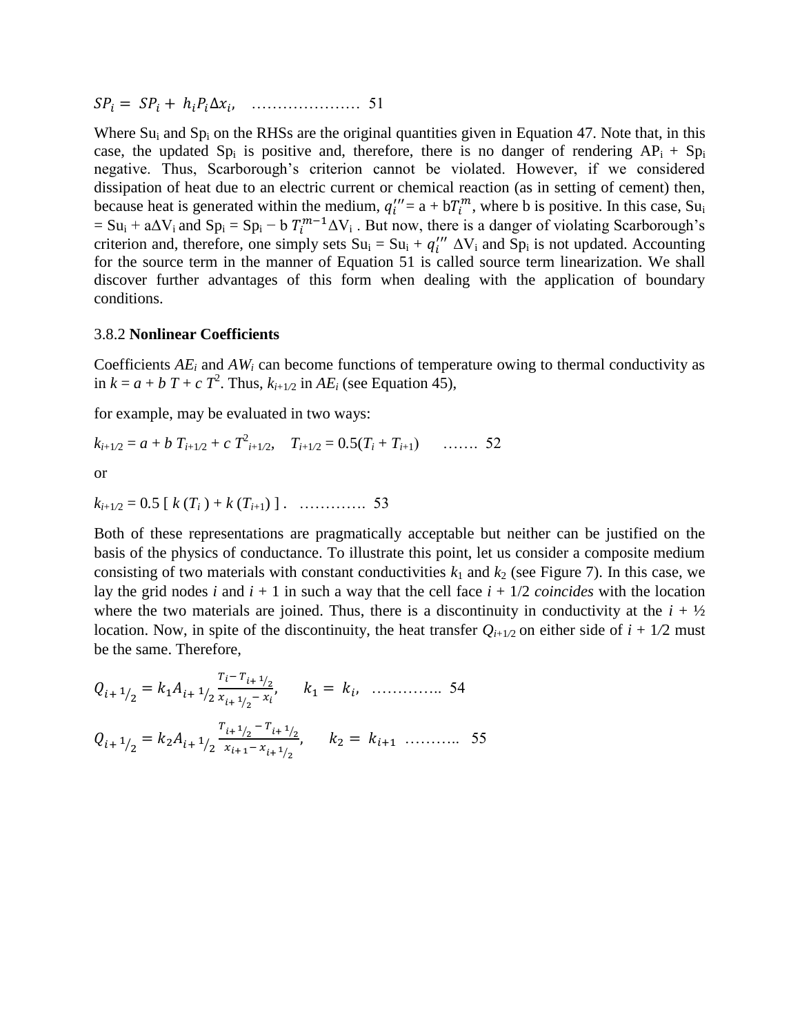$$SP_i = SP_i + h_i P_i \Delta x_i, \quad \ldots\ldots\ldots\ldots\ldots\ldots\ldots \; 51$$

Where $Su_i$ and $Sp_i$ on the RHSs are the original quantities given in Equation 47. Note that, in this case, the updated $Sp_i$ is positive and, therefore, there is no danger of rendering $AP_i + Sp_i$ negative. Thus, Scarborough's criterion cannot be violated. However, if we considered dissipation of heat due to an electric current or chemical reaction (as in setting of cement) then, because heat is generated within the medium, $q_i''' = a + bT_i^m$, where b is positive. In this case, $Su_i = Su_i + a\Delta V_i$ and $Sp_i = Sp_i - b\,T_i^{m-1}\Delta V_i$ . But now, there is a danger of violating Scarborough's criterion and, therefore, one simply sets $Su_i = Su_i + q_i'''\,\Delta V_i$ and $Sp_i$ is not updated. Accounting for the source term in the manner of Equation 51 is called source term linearization. We shall discover further advantages of this form when dealing with the application of boundary conditions.

### 3.8.2 **Nonlinear Coefficients**

Coefficients $AE_i$ and $AW_i$ can become functions of temperature owing to thermal conductivity as in $k = a + b\,T + c\,T^2$. Thus, $k_{i+1/2}$ in $AE_i$ (see Equation 45),

for example, may be evaluated in two ways:

$$k_{i+1/2} = a + b\,T_{i+1/2} + c\,T^2_{i+1/2}, \quad T_{i+1/2} = 0.5(T_i + T_{i+1}) \quad \ldots\ldots \; 52$$

or

$$k_{i+1/2} = 0.5\,[\,k(T_i) + k(T_{i+1})\,]\,. \quad \ldots\ldots\ldots\ldots \; 53$$

Both of these representations are pragmatically acceptable but neither can be justified on the basis of the physics of conductance. To illustrate this point, let us consider a composite medium consisting of two materials with constant conductivities $k_1$ and $k_2$ (see Figure 7). In this case, we lay the grid nodes $i$ and $i+1$ in such a way that the cell face $i + 1/2$ *coincides* with the location where the two materials are joined. Thus, there is a discontinuity in conductivity at the $i + ½$ location. Now, in spite of the discontinuity, the heat transfer $Q_{i+1/2}$ on either side of $i + 1/2$ must be the same. Therefore,

$$Q_{i+1/2} = k_1 A_{i+1/2} \frac{T_i - T_{i+1/2}}{x_{i+1/2} - x_i}, \quad k_1 = k_i, \quad \ldots\ldots\ldots\ldots\; 54$$

$$Q_{i+1/2} = k_2 A_{i+1/2} \frac{T_{i+1/2} - T_{i+1/2}}{x_{i+1} - x_{i+1/2}}, \quad k_2 = k_{i+1} \quad \ldots\ldots\ldots \; 55$$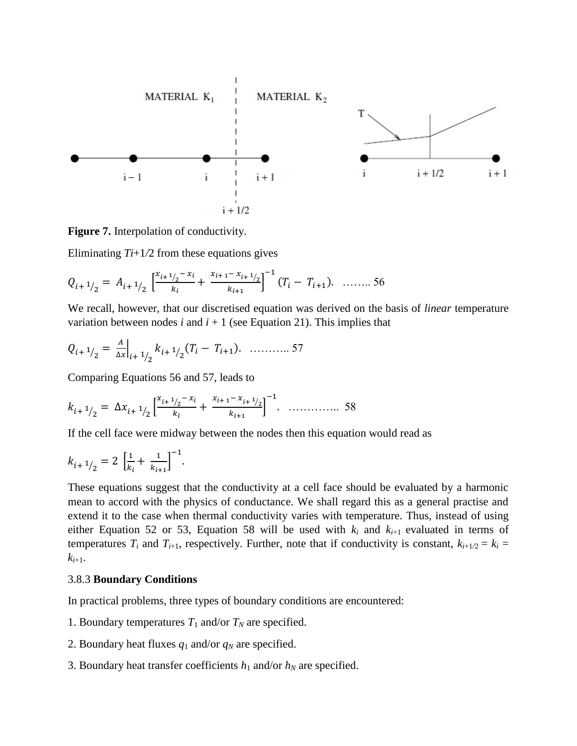**Figure 7.** Interpolation of conductivity.

Eliminating $T_{i+1/2}$ from these equations gives

$$Q_{i+1/2} = A_{i+1/2} \left[ \frac{x_{i+1/2} - x_i}{k_i} + \frac{x_{i+1} - x_{i+1/2}}{k_{i+1}} \right]^{-1} (T_i - T_{i+1}). \quad \ldots\ldots\ldots 56$$

We recall, however, that our discretised equation was derived on the basis of *linear* temperature variation between nodes $i$ and $i + 1$ (see Equation 21). This implies that

$$Q_{i+1/2} = \left. \frac{A}{\Delta x} \right|_{i+1/2} k_{i+1/2} (T_i - T_{i+1}). \quad \ldots\ldots\ldots\ldots 57$$

Comparing Equations 56 and 57, leads to

$$k_{i+1/2} = \Delta x_{i+1/2} \left[ \frac{x_{i+1/2} - x_i}{k_i} + \frac{x_{i+1} - x_{i+1/2}}{k_{i+1}} \right]^{-1}. \quad \ldots\ldots\ldots\ldots\ldots 58$$

If the cell face were midway between the nodes then this equation would read as

$$k_{i+1/2} = 2 \left[ \frac{1}{k_i} + \frac{1}{k_{i+1}} \right]^{-1}.$$

These equations suggest that the conductivity at a cell face should be evaluated by a harmonic mean to accord with the physics of conductance. We shall regard this as a general practise and extend it to the case when thermal conductivity varies with temperature. Thus, instead of using either Equation 52 or 53, Equation 58 will be used with $k_i$ and $k_{i+1}$ evaluated in terms of temperatures $T_i$ and $T_{i+1}$, respectively. Further, note that if conductivity is constant, $k_{i+1/2} = k_i = k_{i+1}$.

### 3.8.3 **Boundary Conditions**

In practical problems, three types of boundary conditions are encountered:

1. Boundary temperatures $T_1$ and/or $T_N$ are specified.

2. Boundary heat fluxes $q_1$ and/or $q_N$ are specified.

3. Boundary heat transfer coefficients $h_1$ and/or $h_N$ are specified.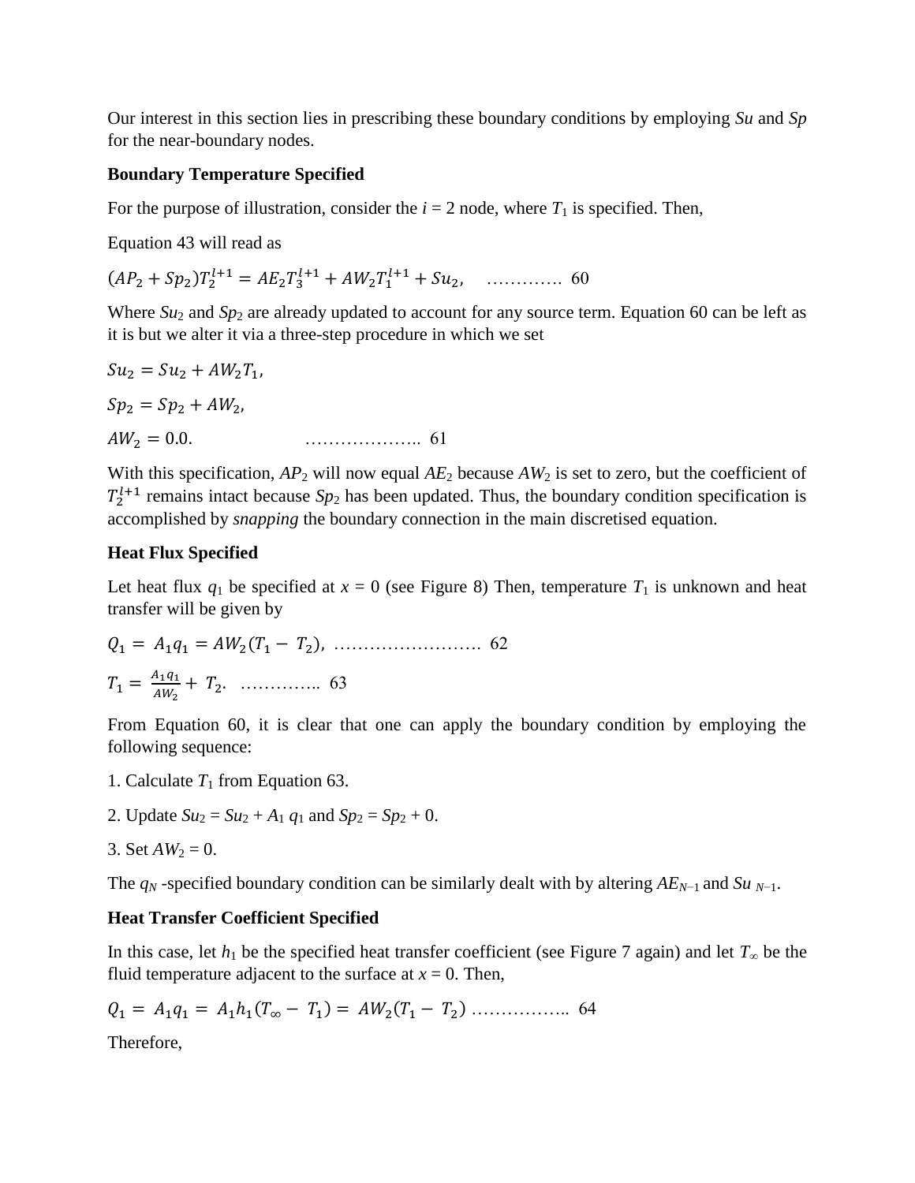Our interest in this section lies in prescribing these boundary conditions by employing *Su* and *Sp* for the near-boundary nodes.

**Boundary Temperature Specified**

For the purpose of illustration, consider the $i = 2$ node, where $T_1$ is specified. Then,

Equation 43 will read as

$$(AP_2 + Sp_2)T_2^{l+1} = AE_2 T_3^{l+1} + AW_2 T_1^{l+1} + Su_2, \quad \ldots\ldots\ldots\ldots \; 60$$

Where $Su_2$ and $Sp_2$ are already updated to account for any source term. Equation 60 can be left as it is but we alter it via a three-step procedure in which we set

$$Su_2 = Su_2 + AW_2 T_1,$$

$$Sp_2 = Sp_2 + AW_2,$$

$$AW_2 = 0.0. \quad \ldots\ldots\ldots\ldots\ldots\ldots\ldots \; 61$$

With this specification, $AP_2$ will now equal $AE_2$ because $AW_2$ is set to zero, but the coefficient of $T_2^{l+1}$ remains intact because $Sp_2$ has been updated. Thus, the boundary condition specification is accomplished by *snapping* the boundary connection in the main discretised equation.

**Heat Flux Specified**

Let heat flux $q_1$ be specified at $x = 0$ (see Figure 8) Then, temperature $T_1$ is unknown and heat transfer will be given by

$$Q_1 = A_1 q_1 = AW_2(T_1 - T_2), \quad \ldots\ldots\ldots\ldots\ldots\ldots\ldots\ldots \; 62$$

$$T_1 = \frac{A_1 q_1}{AW_2} + T_2. \quad \ldots\ldots\ldots\ldots\ldots \; 63$$

From Equation 60, it is clear that one can apply the boundary condition by employing the following sequence:

1. Calculate $T_1$ from Equation 63.

2. Update $Su_2 = Su_2 + A_1 q_1$ and $Sp_2 = Sp_2 + 0$.

3. Set $AW_2 = 0$.

The $q_N$ -specified boundary condition can be similarly dealt with by altering $AE_{N-1}$ and $Su_{N-1}$.

**Heat Transfer Coefficient Specified**

In this case, let $h_1$ be the specified heat transfer coefficient (see Figure 7 again) and let $T_\infty$ be the fluid temperature adjacent to the surface at $x = 0$. Then,

$$Q_1 = A_1 q_1 = A_1 h_1 (T_\infty - T_1) = AW_2(T_1 - T_2) \quad \ldots\ldots\ldots\ldots\ldots\ldots \; 64$$

Therefore,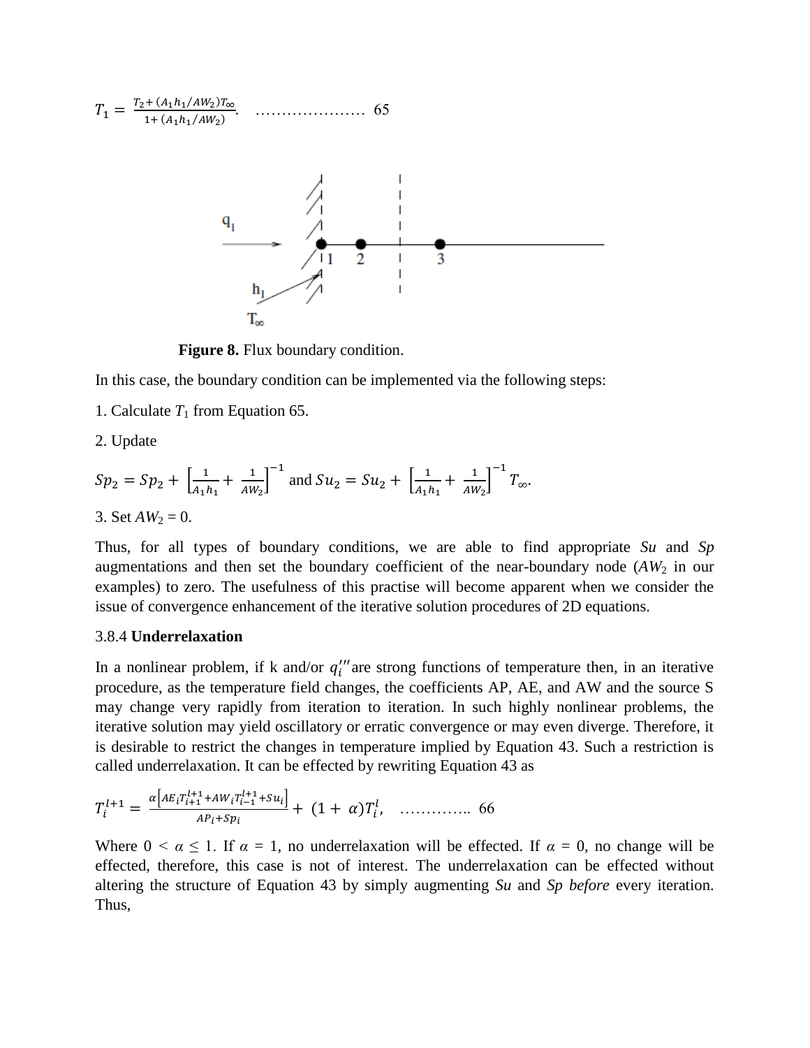$$T_1 = \frac{T_2 + (A_1 h_1/AW_2)T_\infty}{1 + (A_1 h_1/AW_2)}. \quad \ldots\ldots\ldots\ldots\ldots\ldots\ldots \ 65$$

**Figure 8.** Flux boundary condition.

In this case, the boundary condition can be implemented via the following steps:

1. Calculate $T_1$ from Equation 65.

2. Update

$Sp_2 = Sp_2 + \left[\frac{1}{A_1 h_1} + \frac{1}{AW_2}\right]^{-1}$ and $Su_2 = Su_2 + \left[\frac{1}{A_1 h_1} + \frac{1}{AW_2}\right]^{-1} T_\infty$.

3. Set $AW_2 = 0$.

Thus, for all types of boundary conditions, we are able to find appropriate *Su* and *Sp* augmentations and then set the boundary coefficient of the near-boundary node ($AW_2$ in our examples) to zero. The usefulness of this practise will become apparent when we consider the issue of convergence enhancement of the iterative solution procedures of 2D equations.

### 3.8.4 **Underrelaxation**

In a nonlinear problem, if k and/or $q_i'''$ are strong functions of temperature then, in an iterative procedure, as the temperature field changes, the coefficients AP, AE, and AW and the source S may change very rapidly from iteration to iteration. In such highly nonlinear problems, the iterative solution may yield oscillatory or erratic convergence or may even diverge. Therefore, it is desirable to restrict the changes in temperature implied by Equation 43. Such a restriction is called underrelaxation. It can be effected by rewriting Equation 43 as

$$T_i^{l+1} = \frac{\alpha\left[AE_i T_{i+1}^{l+1} + AW_i T_{i-1}^{l+1} + Su_i\right]}{AP_i + Sp_i} + (1 + \alpha)T_i^l, \quad \ldots\ldots\ldots\ldots.. \ 66$$

Where $0 < \alpha \leq 1$. If $\alpha = 1$, no underrelaxation will be effected. If $\alpha = 0$, no change will be effected, therefore, this case is not of interest. The underrelaxation can be effected without altering the structure of Equation 43 by simply augmenting *Su* and *Sp* *before* every iteration. Thus,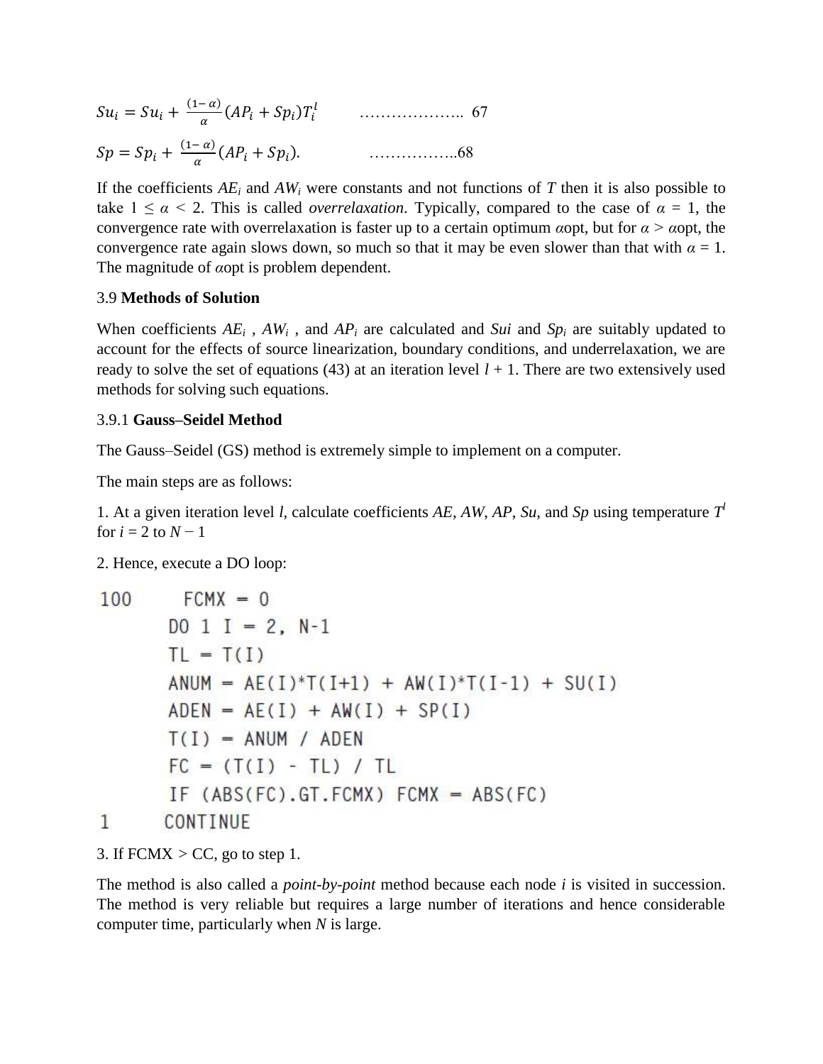$$Su_i = Su_i + \frac{(1-\alpha)}{\alpha}(AP_i + Sp_i)T_i^l \qquad \ldots\ldots\ldots\ldots\ldots\ldots.. \; 67$$

$$Sp = Sp_i + \frac{(1-\alpha)}{\alpha}(AP_i + Sp_i). \qquad \ldots\ldots\ldots\ldots\ldots..68$$

If the coefficients $AE_i$ and $AW_i$ were constants and not functions of $T$ then it is also possible to take $1 \leq \alpha < 2$. This is called *overrelaxation*. Typically, compared to the case of $\alpha = 1$, the convergence rate with overrelaxation is faster up to a certain optimum $\alpha$opt, but for $\alpha > \alpha$opt, the convergence rate again slows down, so much so that it may be even slower than that with $\alpha = 1$. The magnitude of $\alpha$opt is problem dependent.

## 3.9 **Methods of Solution**

When coefficients $AE_i$ , $AW_i$ , and $AP_i$ are calculated and *Sui* and $Sp_i$ are suitably updated to account for the effects of source linearization, boundary conditions, and underrelaxation, we are ready to solve the set of equations (43) at an iteration level $l + 1$. There are two extensively used methods for solving such equations.

### 3.9.1 **Gauss–Seidel Method**

The Gauss–Seidel (GS) method is extremely simple to implement on a computer.

The main steps are as follows:

1. At a given iteration level $l$, calculate coefficients *AE*, *AW*, *AP*, *Su*, and *Sp* using temperature $T^l$ for $i = 2$ to $N - 1$

2. Hence, execute a DO loop:

```
100     FCMX = 0
       DO 1 I = 2, N-1
       TL = T(I)
       ANUM = AE(I)*T(I+1) + AW(I)*T(I-1) + SU(I)
       ADEN = AE(I) + AW(I) + SP(I)
       T(I) = ANUM / ADEN
       FC = (T(I) - TL) / TL
       IF (ABS(FC).GT.FCMX) FCMX = ABS(FC)
1      CONTINUE
```

3. If FCMX > CC, go to step 1.

The method is also called a *point-by-point* method because each node $i$ is visited in succession. The method is very reliable but requires a large number of iterations and hence considerable computer time, particularly when $N$ is large.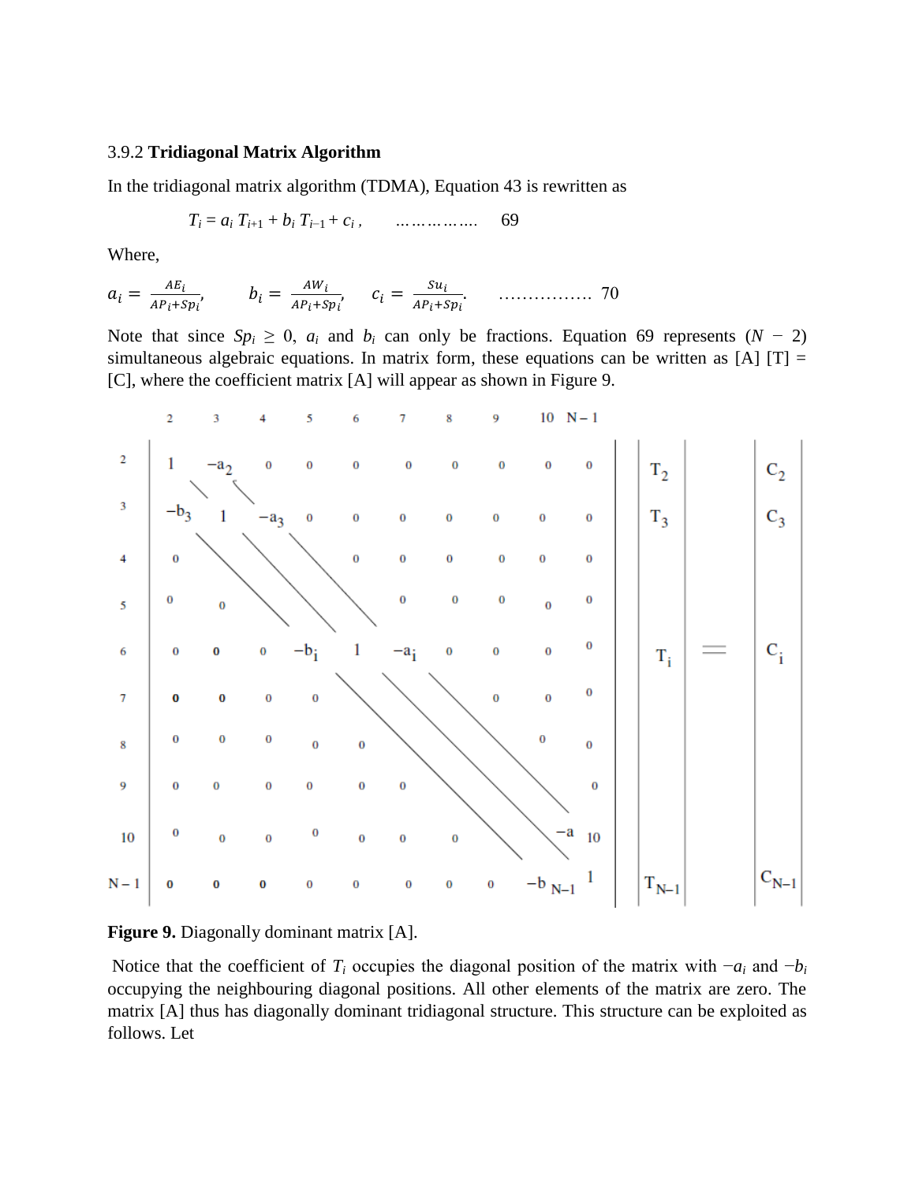3.9.2 **Tridiagonal Matrix Algorithm**

In the tridiagonal matrix algorithm (TDMA), Equation 43 is rewritten as

$$T_i = a_i\, T_{i+1} + b_i\, T_{i-1} + c_i\,, \qquad \ldots\ldots\ldots\ldots\ldots \quad 69$$

Where,

$$a_i = \frac{AE_i}{AP_i + Sp_i}, \qquad b_i = \frac{AW_i}{AP_i + Sp_i}, \qquad c_i = \frac{Su_i}{AP_i + Sp_i}. \qquad \ldots\ldots\ldots\ldots\ldots\ldots \quad 70$$

Note that since $Sp_i \geq 0$, $a_i$ and $b_i$ can only be fractions. Equation 69 represents $(N - 2)$ simultaneous algebraic equations. In matrix form, these equations can be written as [A] [T] = [C], where the coefficient matrix [A] will appear as shown in Figure 9.

$$
\begin{bmatrix}
1 & -a_2 & 0 & 0 & 0 & 0 & 0 & 0 & 0 & 0 \\
-b_3 & 1 & -a_3 & 0 & 0 & 0 & 0 & 0 & 0 & 0 \\
0 & \ddots & \ddots & \ddots & 0 & 0 & 0 & 0 & 0 & 0 \\
0 & 0 & \ddots & \ddots & \ddots & 0 & 0 & 0 & 0 & 0 \\
0 & 0 & 0 & -b_i & 1 & -a_i & 0 & 0 & 0 & 0 \\
0 & 0 & 0 & 0 & \ddots & \ddots & \ddots & 0 & 0 & 0 \\
0 & 0 & 0 & 0 & 0 & \ddots & \ddots & \ddots & 0 & 0 \\
0 & 0 & 0 & 0 & 0 & 0 & \ddots & \ddots & \ddots & 0 \\
0 & 0 & 0 & 0 & 0 & 0 & 0 & \ddots & \ddots & -a_{10} \\
0 & 0 & 0 & 0 & 0 & 0 & 0 & 0 & -b_{N-1} & 1
\end{bmatrix}
\begin{bmatrix}
T_2 \\ T_3 \\ \vdots \\ \vdots \\ T_i \\ \vdots \\ \vdots \\ \vdots \\ \vdots \\ T_{N-1}
\end{bmatrix}
=
\begin{bmatrix}
C_2 \\ C_3 \\ \vdots \\ \vdots \\ C_i \\ \vdots \\ \vdots \\ \vdots \\ \vdots \\ C_{N-1}
\end{bmatrix}
$$

**Figure 9.** Diagonally dominant matrix [A].

Notice that the coefficient of $T_i$ occupies the diagonal position of the matrix with $-a_i$ and $-b_i$ occupying the neighbouring diagonal positions. All other elements of the matrix are zero. The matrix [A] thus has diagonally dominant tridiagonal structure. This structure can be exploited as follows. Let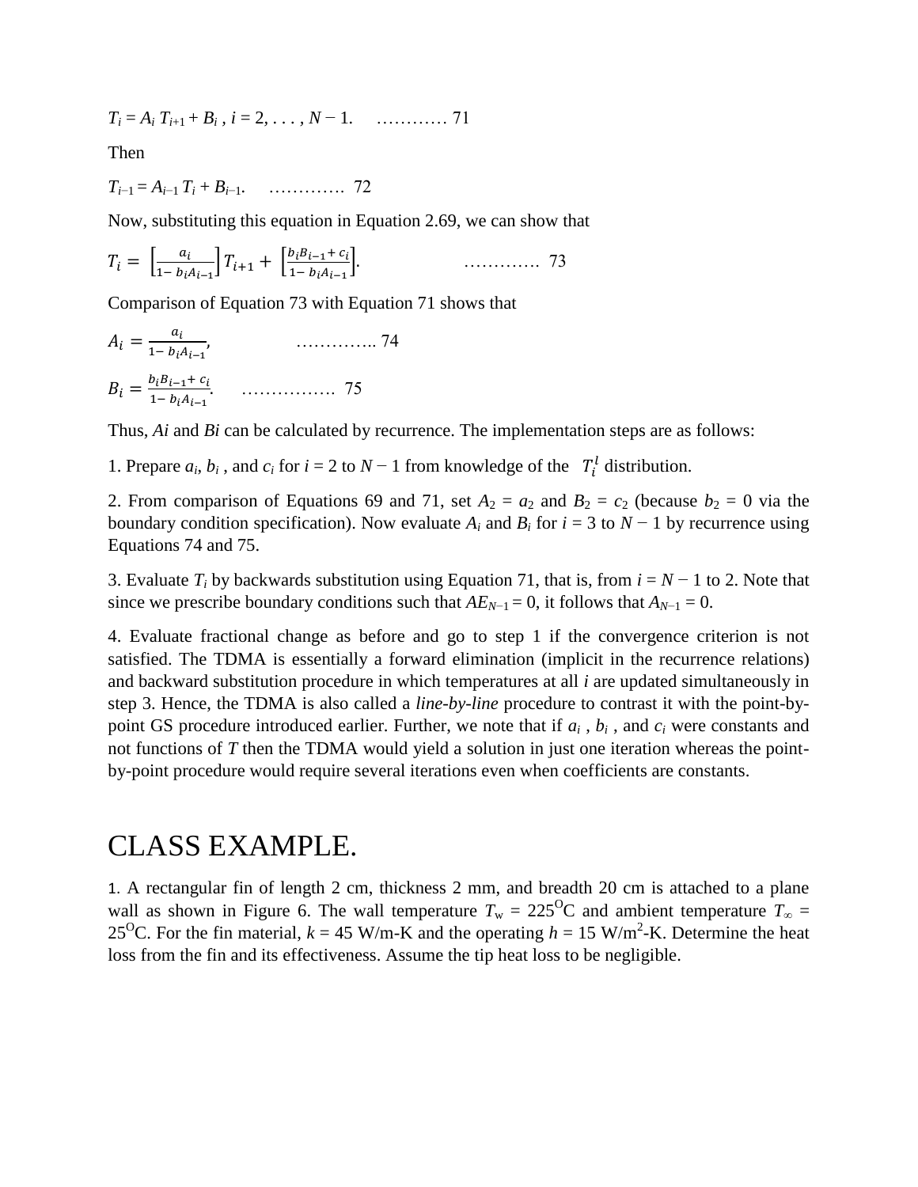$T_i = A_i\, T_{i+1} + B_i$ , $i = 2, \ldots, N - 1$. ………… 71

Then

$T_{i-1} = A_{i-1}\, T_i + B_{i-1}$. …………. 72

Now, substituting this equation in Equation 2.69, we can show that

$$T_i = \left[\frac{a_i}{1 - b_i A_{i-1}}\right] T_{i+1} + \left[\frac{b_i B_{i-1} + c_i}{1 - b_i A_{i-1}}\right]. \qquad \text{………….} \; 73$$

Comparison of Equation 73 with Equation 71 shows that

$$A_i = \frac{a_i}{1 - b_i A_{i-1}}, \qquad \text{…………..} \; 74$$

$$B_i = \frac{b_i B_{i-1} + c_i}{1 - b_i A_{i-1}}. \qquad \text{…………….} \; 75$$

Thus, *Ai* and *Bi* can be calculated by recurrence. The implementation steps are as follows:

1. Prepare $a_i$, $b_i$ , and $c_i$ for $i = 2$ to $N - 1$ from knowledge of the $T_i^l$ distribution.

2. From comparison of Equations 69 and 71, set $A_2 = a_2$ and $B_2 = c_2$ (because $b_2 = 0$ via the boundary condition specification). Now evaluate $A_i$ and $B_i$ for $i = 3$ to $N - 1$ by recurrence using Equations 74 and 75.

3. Evaluate $T_i$ by backwards substitution using Equation 71, that is, from $i = N - 1$ to 2. Note that since we prescribe boundary conditions such that $AE_{N-1} = 0$, it follows that $A_{N-1} = 0$.

4. Evaluate fractional change as before and go to step 1 if the convergence criterion is not satisfied. The TDMA is essentially a forward elimination (implicit in the recurrence relations) and backward substitution procedure in which temperatures at all *i* are updated simultaneously in step 3. Hence, the TDMA is also called a *line-by-line* procedure to contrast it with the point-by-point GS procedure introduced earlier. Further, we note that if $a_i$ , $b_i$ , and $c_i$ were constants and not functions of *T* then the TDMA would yield a solution in just one iteration whereas the point-by-point procedure would require several iterations even when coefficients are constants.

# CLASS EXAMPLE.

1. A rectangular fin of length 2 cm, thickness 2 mm, and breadth 20 cm is attached to a plane wall as shown in Figure 6. The wall temperature $T_w = 225^{O}$C and ambient temperature $T_\infty = 25^{O}$C. For the fin material, $k = 45$ W/m-K and the operating $h = 15$ W/m$^2$-K. Determine the heat loss from the fin and its effectiveness. Assume the tip heat loss to be negligible.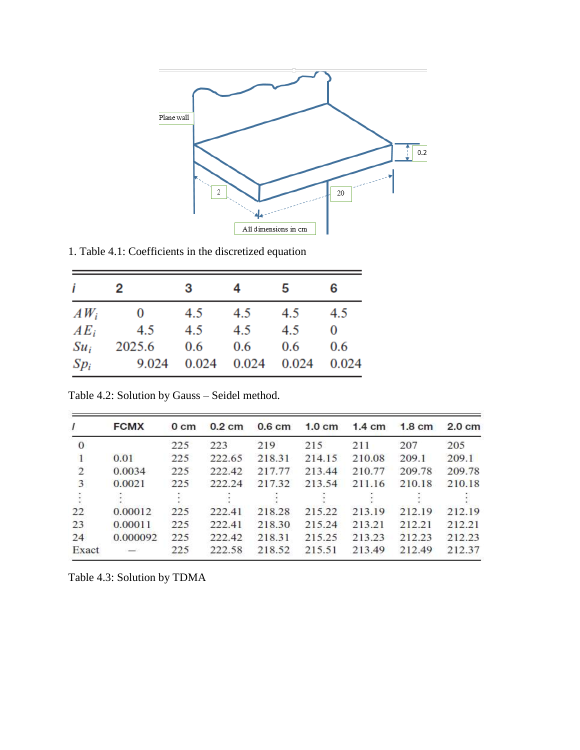Plane wall

0.2

2

20

All dimensions in cm

1. Table 4.1: Coefficients in the discretized equation

| $i$ | 2 | 3 | 4 | 5 | 6 |
|---|---|---|---|---|---|
| $AW_i$ | 0 | 4.5 | 4.5 | 4.5 | 4.5 |
| $AE_i$ | 4.5 | 4.5 | 4.5 | 4.5 | 0 |
| $Su_i$ | 2025.6 | 0.6 | 0.6 | 0.6 | 0.6 |
| $Sp_i$ | 9.024 | 0.024 | 0.024 | 0.024 | 0.024 |

Table 4.2: Solution by Gauss – Seidel method.

| *I* | FCMX | 0 cm | 0.2 cm | 0.6 cm | 1.0 cm | 1.4 cm | 1.8 cm | 2.0 cm |
|---|---|---|---|---|---|---|---|---|
| 0 | | 225 | 223 | 219 | 215 | 211 | 207 | 205 |
| 1 | 0.01 | 225 | 222.65 | 218.31 | 214.15 | 210.08 | 209.1 | 209.1 |
| 2 | 0.0034 | 225 | 222.42 | 217.77 | 213.44 | 210.77 | 209.78 | 209.78 |
| 3 | 0.0021 | 225 | 222.24 | 217.32 | 213.54 | 211.16 | 210.18 | 210.18 |
| ⋮ | ⋮ | ⋮ | ⋮ | ⋮ | ⋮ | ⋮ | ⋮ | ⋮ |
| 22 | 0.00012 | 225 | 222.41 | 218.28 | 215.22 | 213.19 | 212.19 | 212.19 |
| 23 | 0.00011 | 225 | 222.41 | 218.30 | 215.24 | 213.21 | 212.21 | 212.21 |
| 24 | 0.000092 | 225 | 222.42 | 218.31 | 215.25 | 213.23 | 212.23 | 212.23 |
| Exact | — | 225 | 222.58 | 218.52 | 215.51 | 213.49 | 212.49 | 212.37 |

Table 4.3: Solution by TDMA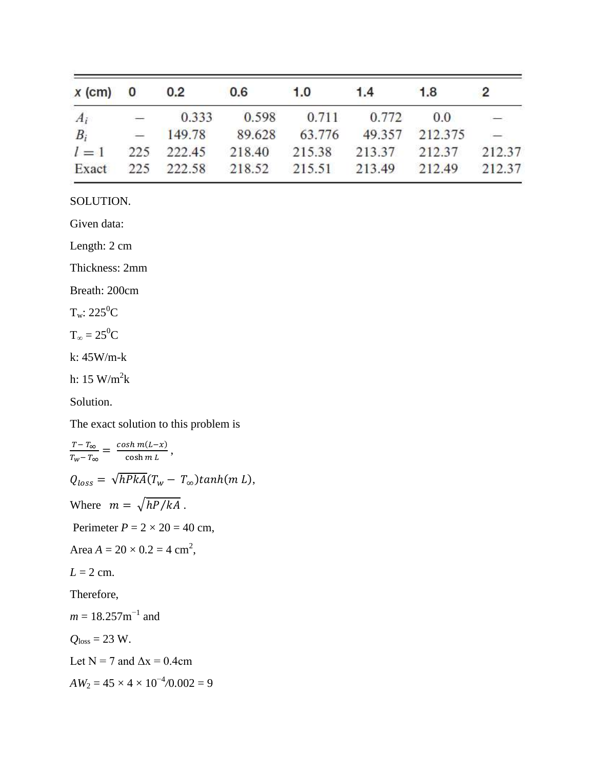| x (cm) | 0 | 0.2 | 0.6 | 1.0 | 1.4 | 1.8 | 2 |
|---|---|---|---|---|---|---|---|
| $A_i$ | — | 0.333 | 0.598 | 0.711 | 0.772 | 0.0 | — |
| $B_i$ | — | 149.78 | 89.628 | 63.776 | 49.357 | 212.375 | — |
| $l = 1$ | 225 | 222.45 | 218.40 | 215.38 | 213.37 | 212.37 | 212.37 |
| Exact | 225 | 222.58 | 218.52 | 215.51 | 213.49 | 212.49 | 212.37 |

SOLUTION.

Given data:

Length: 2 cm

Thickness: 2mm

Breath: 200cm

$T_w$: 225$^0$C

$T_\infty$ = 25$^0$C

k: 45W/m-k

h: 15 W/m$^2$k

Solution.

The exact solution to this problem is

$$\frac{T - T_\infty}{T_w - T_\infty} = \frac{\cosh m(L-x)}{\cosh m L},$$

$$Q_{loss} = \sqrt{hPkA}(T_w - T_\infty)\tanh(m\,L),$$

Where $m = \sqrt{hP/kA}$.

Perimeter $P = 2 \times 20 = 40$ cm,

Area $A = 20 \times 0.2 = 4$ cm$^2$,

$L = 2$ cm.

Therefore,

$m = 18.257\text{m}^{-1}$ and

$Q_{loss} = 23$ W.

Let N = 7 and Δx = 0.4cm

$AW_2 = 45 \times 4 \times 10^{-4}/0.002 = 9$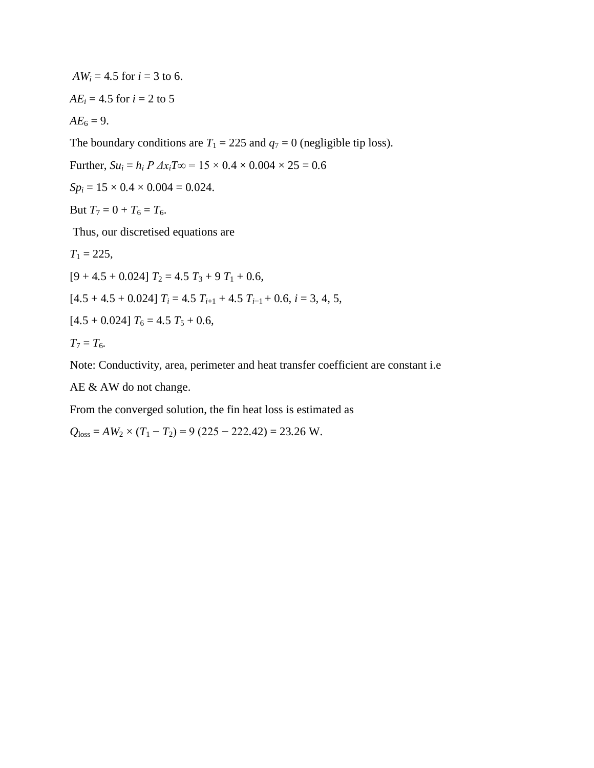$AW_i = 4.5$ for $i = 3$ to 6.

$AE_i = 4.5$ for $i = 2$ to 5

$AE_6 = 9$.

The boundary conditions are $T_1 = 225$ and $q_7 = 0$ (negligible tip loss).

Further, $Su_i = h_i \, P \, \Delta x_i T\infty = 15 \times 0.4 \times 0.004 \times 25 = 0.6$

$Sp_i = 15 \times 0.4 \times 0.004 = 0.024$.

But $T_7 = 0 + T_6 = T_6$.

Thus, our discretised equations are

$T_1 = 225$,

$[9 + 4.5 + 0.024] \, T_2 = 4.5 \, T_3 + 9 \, T_1 + 0.6$,

$[4.5 + 4.5 + 0.024] \, T_i = 4.5 \, T_{i+1} + 4.5 \, T_{i-1} + 0.6$, $i = 3, 4, 5$,

$[4.5 + 0.024] \, T_6 = 4.5 \, T_5 + 0.6$,

$T_7 = T_6$.

Note: Conductivity, area, perimeter and heat transfer coefficient are constant i.e

AE & AW do not change.

From the converged solution, the fin heat loss is estimated as

$Q_{\text{loss}} = AW_2 \times (T_1 - T_2) = 9 \, (225 - 222.42) = 23.26$ W.